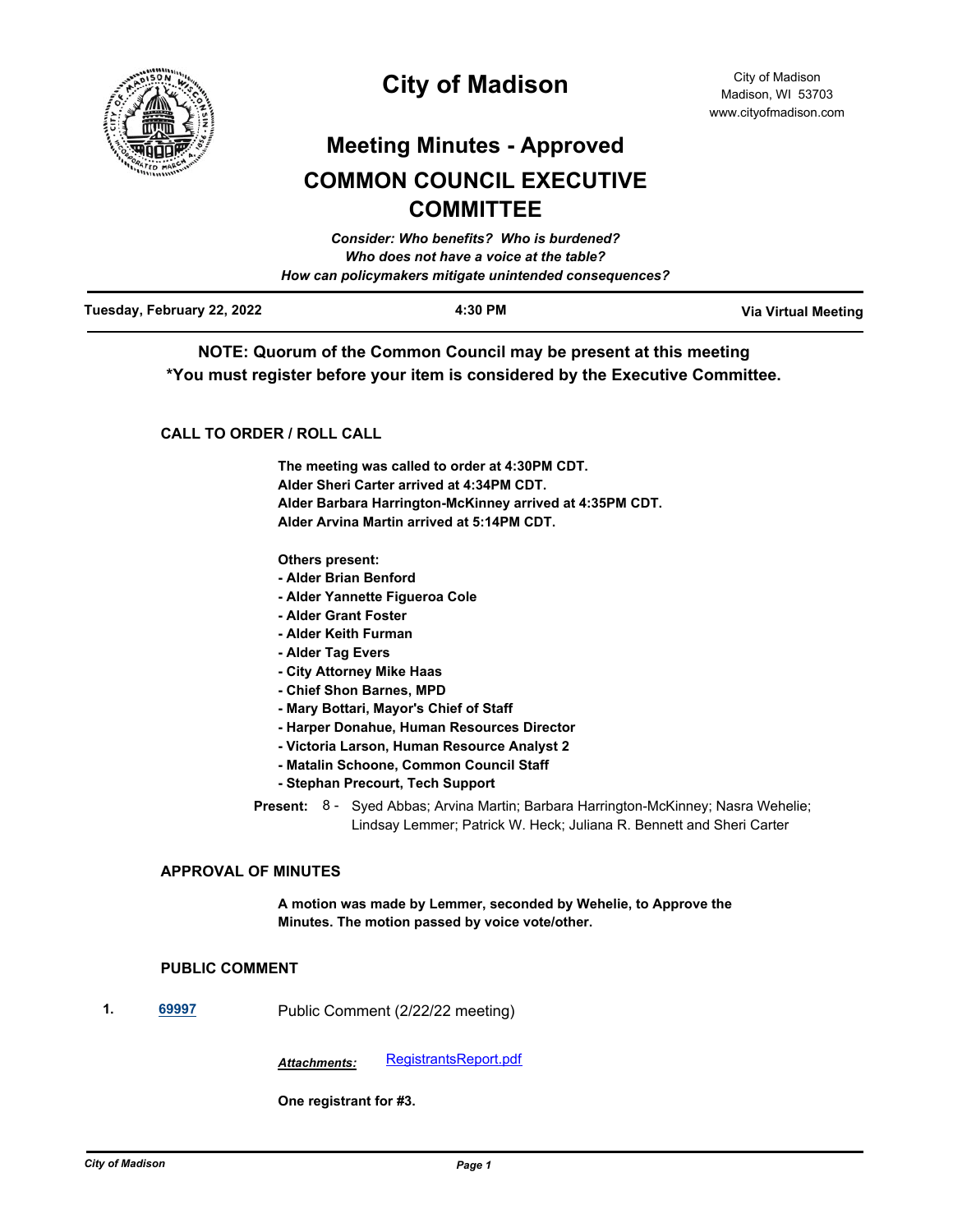# City of Madison

City of Madison
Madison, WI 53703
www.cityofmadison.com

## Meeting Minutes - Approved

## COMMON COUNCIL EXECUTIVE COMMITTEE

*Consider: Who benefits? Who is burdened?*
*Who does not have a voice at the table?*
*How can policymakers mitigate unintended consequences?*

| Tuesday, February 22, 2022 | 4:30 PM | Via Virtual Meeting |
|---|---|---|

**NOTE: Quorum of the Common Council may be present at this meeting**
**\*You must register before your item is considered by the Executive Committee.**

### CALL TO ORDER / ROLL CALL

**The meeting was called to order at 4:30PM CDT.**
**Alder Sheri Carter arrived at 4:34PM CDT.**
**Alder Barbara Harrington-McKinney arrived at 4:35PM CDT.**
**Alder Arvina Martin arrived at 5:14PM CDT.**

**Others present:**
- **Alder Brian Benford**
- **Alder Yannette Figueroa Cole**
- **Alder Grant Foster**
- **Alder Keith Furman**
- **Alder Tag Evers**
- **City Attorney Mike Haas**
- **Chief Shon Barnes, MPD**
- **Mary Bottari, Mayor's Chief of Staff**
- **Harper Donahue, Human Resources Director**
- **Victoria Larson, Human Resource Analyst 2**
- **Matalin Schoone, Common Council Staff**
- **Stephan Precourt, Tech Support**

**Present:** 8 - Syed Abbas; Arvina Martin; Barbara Harrington-McKinney; Nasra Wehelie; Lindsay Lemmer; Patrick W. Heck; Juliana R. Bennett and Sheri Carter

### APPROVAL OF MINUTES

**A motion was made by Lemmer, seconded by Wehelie, to Approve the Minutes. The motion passed by voice vote/other.**

### PUBLIC COMMENT

1. **69997** Public Comment (2/22/22 meeting)

   ***Attachments:*** RegistrantsReport.pdf

   **One registrant for #3.**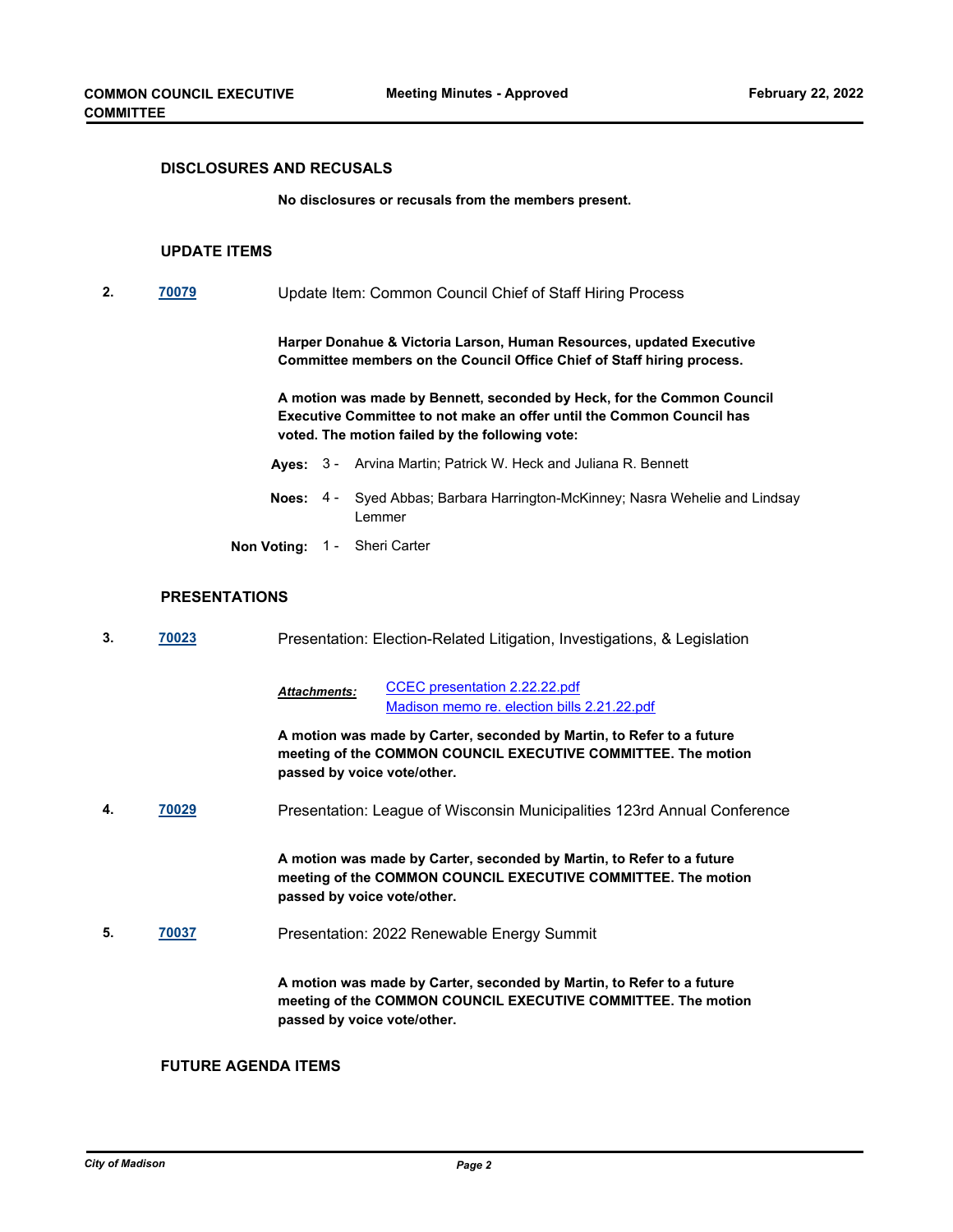## DISCLOSURES AND RECUSALS

**No disclosures or recusals from the members present.**

## UPDATE ITEMS

**2.** [70079](#) Update Item: Common Council Chief of Staff Hiring Process

**Harper Donahue & Victoria Larson, Human Resources, updated Executive Committee members on the Council Office Chief of Staff hiring process.**

**A motion was made by Bennett, seconded by Heck, for the Common Council Executive Committee to not make an offer until the Common Council has voted. The motion failed by the following vote:**

**Ayes:** 3 - Arvina Martin; Patrick W. Heck and Juliana R. Bennett

**Noes:** 4 - Syed Abbas; Barbara Harrington-McKinney; Nasra Wehelie and Lindsay Lemmer

**Non Voting:** 1 - Sheri Carter

## PRESENTATIONS

**3.** [70023](#) Presentation: Election-Related Litigation, Investigations, & Legislation

***Attachments:*** [CCEC presentation 2.22.22.pdf](#)
[Madison memo re. election bills 2.21.22.pdf](#)

**A motion was made by Carter, seconded by Martin, to Refer to a future meeting of the COMMON COUNCIL EXECUTIVE COMMITTEE. The motion passed by voice vote/other.**

**4.** [70029](#) Presentation: League of Wisconsin Municipalities 123rd Annual Conference

**A motion was made by Carter, seconded by Martin, to Refer to a future meeting of the COMMON COUNCIL EXECUTIVE COMMITTEE. The motion passed by voice vote/other.**

**5.** [70037](#) Presentation: 2022 Renewable Energy Summit

**A motion was made by Carter, seconded by Martin, to Refer to a future meeting of the COMMON COUNCIL EXECUTIVE COMMITTEE. The motion passed by voice vote/other.**

## FUTURE AGENDA ITEMS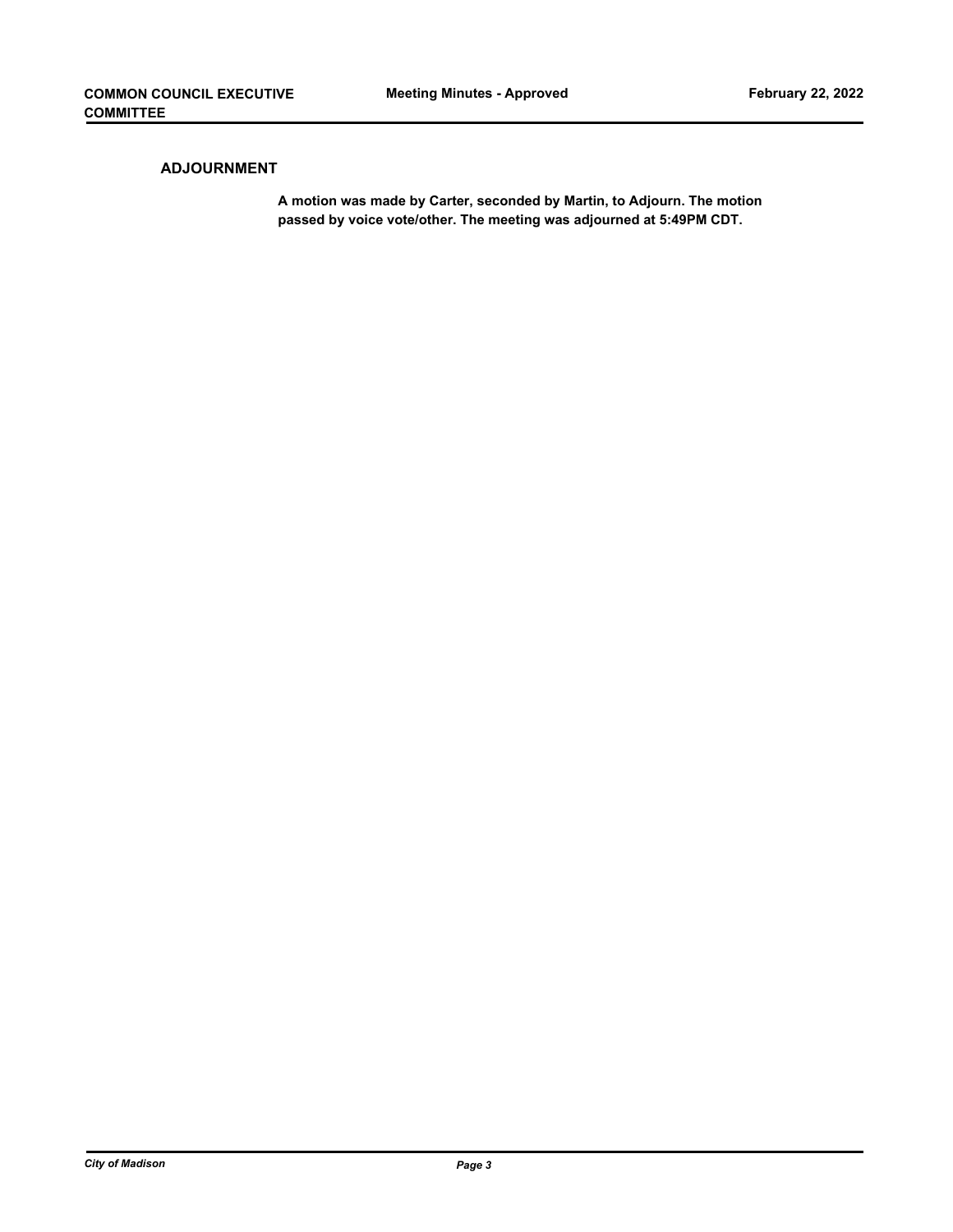## ADJOURNMENT

**A motion was made by Carter, seconded by Martin, to Adjourn. The motion passed by voice vote/other. The meeting was adjourned at 5:49PM CDT.**